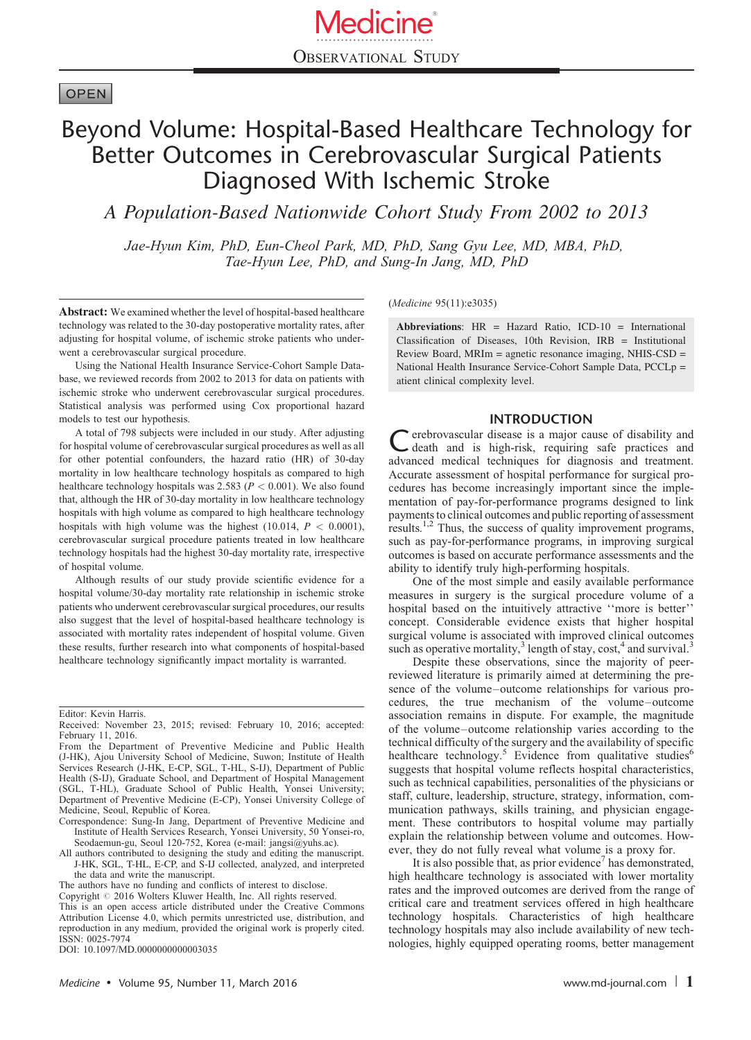Medicine

OBSERVATIONAL STUDY

OPEN

# Beyond Volume: Hospital-Based Healthcare Technology for Better Outcomes in Cerebrovascular Surgical Patients Diagnosed With Ischemic Stroke

## *A Population-Based Nationwide Cohort Study From 2002 to 2013*

*Jae-Hyun Kim, PhD, Eun-Cheol Park, MD, PhD, Sang Gyu Lee, MD, MBA, PhD, Tae-Hyun Lee, PhD, and Sung-In Jang, MD, PhD*

**Abstract:** We examined whether the level of hospital-based healthcare technology was related to the 30-day postoperative mortality rates, after adjusting for hospital volume, of ischemic stroke patients who underwent a cerebrovascular surgical procedure.

Using the National Health Insurance Service-Cohort Sample Database, we reviewed records from 2002 to 2013 for data on patients with ischemic stroke who underwent cerebrovascular surgical procedures. Statistical analysis was performed using Cox proportional hazard models to test our hypothesis.

A total of 798 subjects were included in our study. After adjusting for hospital volume of cerebrovascular surgical procedures as well as all for other potential confounders, the hazard ratio (HR) of 30-day mortality in low healthcare technology hospitals as compared to high healthcare technology hospitals was 2.583 ($P < 0.001$). We also found that, although the HR of 30-day mortality in low healthcare technology hospitals with high volume as compared to high healthcare technology hospitals with high volume was the highest (10.014, $P < 0.0001$), cerebrovascular surgical procedure patients treated in low healthcare technology hospitals had the highest 30-day mortality rate, irrespective of hospital volume.

Although results of our study provide scientific evidence for a hospital volume/30-day mortality rate relationship in ischemic stroke patients who underwent cerebrovascular surgical procedures, our results also suggest that the level of hospital-based healthcare technology is associated with mortality rates independent of hospital volume. Given these results, further research into what components of hospital-based healthcare technology significantly impact mortality is warranted.

Editor: Kevin Harris.

Received: November 23, 2015; revised: February 10, 2016; accepted: February 11, 2016.

From the Department of Preventive Medicine and Public Health (J-HK), Ajou University School of Medicine, Suwon; Institute of Health Services Research (J-HK, E-CP, SGL, T-HL, S-IJ), Department of Public Health (S-IJ), Graduate School, and Department of Hospital Management (SGL, T-HL), Graduate School of Public Health, Yonsei University; Department of Preventive Medicine (E-CP), Yonsei University College of Medicine, Seoul, Republic of Korea.

Correspondence: Sung-In Jang, Department of Preventive Medicine and Institute of Health Services Research, Yonsei University, 50 Yonsei-ro, Seodaemun-gu, Seoul 120-752, Korea (e-mail: jangsi@yuhs.ac).

All authors contributed to designing the study and editing the manuscript. J-HK, SGL, T-HL, E-CP, and S-IJ collected, analyzed, and interpreted the data and write the manuscript.

The authors have no funding and conflicts of interest to disclose.

Copyright © 2016 Wolters Kluwer Health, Inc. All rights reserved.

This is an open access article distributed under the Creative Commons Attribution License 4.0, which permits unrestricted use, distribution, and reproduction in any medium, provided the original work is properly cited.

ISSN: 0025-7974

DOI: 10.1097/MD.0000000000003035

(*Medicine* 95(11):e3035)

**Abbreviations**: HR = Hazard Ratio, ICD-10 = International Classification of Diseases, 10th Revision, IRB = Institutional Review Board, MRIm = agnetic resonance imaging, NHIS-CSD = National Health Insurance Service-Cohort Sample Data, PCCLp = atient clinical complexity level.

## INTRODUCTION

Cerebrovascular disease is a major cause of disability and death and is high-risk, requiring safe practices and advanced medical techniques for diagnosis and treatment. Accurate assessment of hospital performance for surgical procedures has become increasingly important since the implementation of pay-for-performance programs designed to link payments to clinical outcomes and public reporting of assessment results.[1,2] Thus, the success of quality improvement programs, such as pay-for-performance programs, in improving surgical outcomes is based on accurate performance assessments and the ability to identify truly high-performing hospitals.

One of the most simple and easily available performance measures in surgery is the surgical procedure volume of a hospital based on the intuitively attractive ''more is better'' concept. Considerable evidence exists that higher hospital surgical volume is associated with improved clinical outcomes such as operative mortality,[3] length of stay, cost,[4] and survival.[3]

Despite these observations, since the majority of peer-reviewed literature is primarily aimed at determining the presence of the volume–outcome relationships for various procedures, the true mechanism of the volume–outcome association remains in dispute. For example, the magnitude of the volume–outcome relationship varies according to the technical difficulty of the surgery and the availability of specific healthcare technology.[5] Evidence from qualitative studies[6] suggests that hospital volume reflects hospital characteristics, such as technical capabilities, personalities of the physicians or staff, culture, leadership, structure, strategy, information, communication pathways, skills training, and physician engagement. These contributors to hospital volume may partially explain the relationship between volume and outcomes. However, they do not fully reveal what volume is a proxy for.

It is also possible that, as prior evidence[7] has demonstrated, high healthcare technology is associated with lower mortality rates and the improved outcomes are derived from the range of critical care and treatment services offered in high healthcare technology hospitals. Characteristics of high healthcare technology hospitals may also include availability of new technologies, highly equipped operating rooms, better management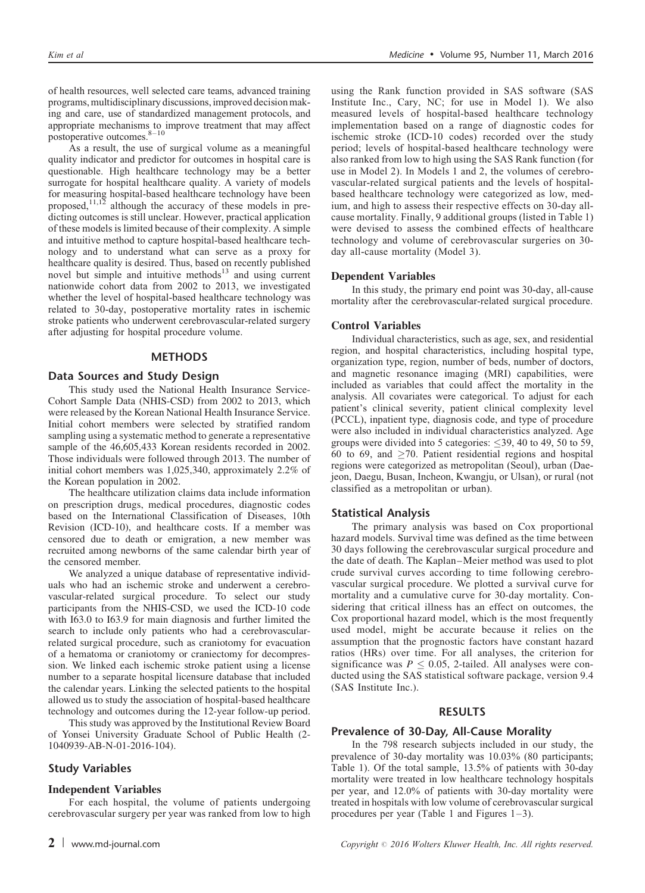of health resources, well selected care teams, advanced training programs, multidisciplinary discussions, improved decision making and care, use of standardized management protocols, and appropriate mechanisms to improve treatment that may affect postoperative outcomes.[8–10]

As a result, the use of surgical volume as a meaningful quality indicator and predictor for outcomes in hospital care is questionable. High healthcare technology may be a better surrogate for hospital healthcare quality. A variety of models for measuring hospital-based healthcare technology have been proposed,[11,12] although the accuracy of these models in predicting outcomes is still unclear. However, practical application of these models is limited because of their complexity. A simple and intuitive method to capture hospital-based healthcare technology and to understand what can serve as a proxy for healthcare quality is desired. Thus, based on recently published novel but simple and intuitive methods[13] and using current nationwide cohort data from 2002 to 2013, we investigated whether the level of hospital-based healthcare technology was related to 30-day, postoperative mortality rates in ischemic stroke patients who underwent cerebrovascular-related surgery after adjusting for hospital procedure volume.

## METHODS

### Data Sources and Study Design

This study used the National Health Insurance Service-Cohort Sample Data (NHIS-CSD) from 2002 to 2013, which were released by the Korean National Health Insurance Service. Initial cohort members were selected by stratified random sampling using a systematic method to generate a representative sample of the 46,605,433 Korean residents recorded in 2002. Those individuals were followed through 2013. The number of initial cohort members was 1,025,340, approximately 2.2% of the Korean population in 2002.

The healthcare utilization claims data include information on prescription drugs, medical procedures, diagnostic codes based on the International Classification of Diseases, 10th Revision (ICD-10), and healthcare costs. If a member was censored due to death or emigration, a new member was recruited among newborns of the same calendar birth year of the censored member.

We analyzed a unique database of representative individuals who had an ischemic stroke and underwent a cerebrovascular-related surgical procedure. To select our study participants from the NHIS-CSD, we used the ICD-10 code with I63.0 to I63.9 for main diagnosis and further limited the search to include only patients who had a cerebrovascular-related surgical procedure, such as craniotomy for evacuation of a hematoma or craniotomy or craniectomy for decompression. We linked each ischemic stroke patient using a license number to a separate hospital licensure database that included the calendar years. Linking the selected patients to the hospital allowed us to study the association of hospital-based healthcare technology and outcomes during the 12-year follow-up period.

This study was approved by the Institutional Review Board of Yonsei University Graduate School of Public Health (2-1040939-AB-N-01-2016-104).

### Study Variables

#### Independent Variables

For each hospital, the volume of patients undergoing cerebrovascular surgery per year was ranked from low to high using the Rank function provided in SAS software (SAS Institute Inc., Cary, NC; for use in Model 1). We also measured levels of hospital-based healthcare technology implementation based on a range of diagnostic codes for ischemic stroke (ICD-10 codes) recorded over the study period; levels of hospital-based healthcare technology were also ranked from low to high using the SAS Rank function (for use in Model 2). In Models 1 and 2, the volumes of cerebrovascular-related surgical patients and the levels of hospital-based healthcare technology were categorized as low, medium, and high to assess their respective effects on 30-day all-cause mortality. Finally, 9 additional groups (listed in Table 1) were devised to assess the combined effects of healthcare technology and volume of cerebrovascular surgeries on 30-day all-cause mortality (Model 3).

#### Dependent Variables

In this study, the primary end point was 30-day, all-cause mortality after the cerebrovascular-related surgical procedure.

#### Control Variables

Individual characteristics, such as age, sex, and residential region, and hospital characteristics, including hospital type, organization type, region, number of beds, number of doctors, and magnetic resonance imaging (MRI) capabilities, were included as variables that could affect the mortality in the analysis. All covariates were categorical. To adjust for each patient's clinical severity, patient clinical complexity level (PCCL), inpatient type, diagnosis code, and type of procedure were also included in individual characteristics analyzed. Age groups were divided into 5 categories: $\leq$39, 40 to 49, 50 to 59, 60 to 69, and $\geq$70. Patient residential regions and hospital regions were categorized as metropolitan (Seoul), urban (Daejeon, Daegu, Busan, Incheon, Kwangju, or Ulsan), or rural (not classified as a metropolitan or urban).

### Statistical Analysis

The primary analysis was based on Cox proportional hazard models. Survival time was defined as the time between 30 days following the cerebrovascular surgical procedure and the date of death. The Kaplan–Meier method was used to plot crude survival curves according to time following cerebrovascular surgical procedure. We plotted a survival curve for mortality and a cumulative curve for 30-day mortality. Considering that critical illness has an effect on outcomes, the Cox proportional hazard model, which is the most frequently used model, might be accurate because it relies on the assumption that the prognostic factors have constant hazard ratios (HRs) over time. For all analyses, the criterion for significance was $P \leq 0.05$, 2-tailed. All analyses were conducted using the SAS statistical software package, version 9.4 (SAS Institute Inc.).

## RESULTS

### Prevalence of 30-Day, All-Cause Morality

In the 798 research subjects included in our study, the prevalence of 30-day mortality was 10.03% (80 participants; Table 1). Of the total sample, 13.5% of patients with 30-day mortality were treated in low healthcare technology hospitals per year, and 12.0% of patients with 30-day mortality were treated in hospitals with low volume of cerebrovascular surgical procedures per year (Table 1 and Figures 1–3).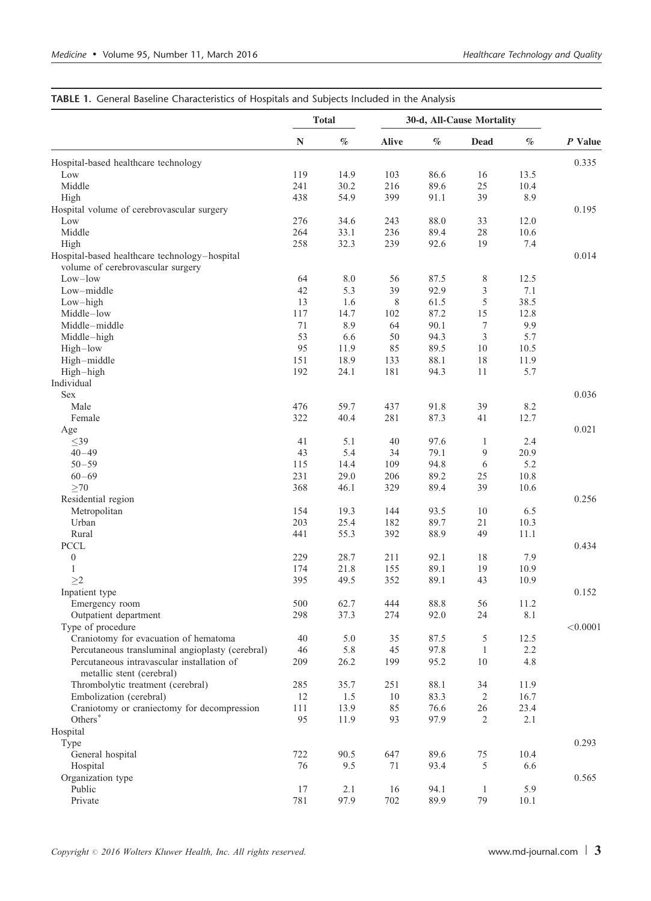**TABLE 1.** General Baseline Characteristics of Hospitals and Subjects Included in the Analysis

| | Total | | 30-d, All-Cause Mortality | | | | |
|---|---|---|---|---|---|---|---|
| | N | % | Alive | % | Dead | % | P Value |
| Hospital-based healthcare technology | | | | | | | 0.335 |
| Low | 119 | 14.9 | 103 | 86.6 | 16 | 13.5 | |
| Middle | 241 | 30.2 | 216 | 89.6 | 25 | 10.4 | |
| High | 438 | 54.9 | 399 | 91.1 | 39 | 8.9 | |
| Hospital volume of cerebrovascular surgery | | | | | | | 0.195 |
| Low | 276 | 34.6 | 243 | 88.0 | 33 | 12.0 | |
| Middle | 264 | 33.1 | 236 | 89.4 | 28 | 10.6 | |
| High | 258 | 32.3 | 239 | 92.6 | 19 | 7.4 | |
| Hospital-based healthcare technology–hospital volume of cerebrovascular surgery | | | | | | | 0.014 |
| Low–low | 64 | 8.0 | 56 | 87.5 | 8 | 12.5 | |
| Low–middle | 42 | 5.3 | 39 | 92.9 | 3 | 7.1 | |
| Low–high | 13 | 1.6 | 8 | 61.5 | 5 | 38.5 | |
| Middle–low | 117 | 14.7 | 102 | 87.2 | 15 | 12.8 | |
| Middle–middle | 71 | 8.9 | 64 | 90.1 | 7 | 9.9 | |
| Middle–high | 53 | 6.6 | 50 | 94.3 | 3 | 5.7 | |
| High–low | 95 | 11.9 | 85 | 89.5 | 10 | 10.5 | |
| High–middle | 151 | 18.9 | 133 | 88.1 | 18 | 11.9 | |
| High–high | 192 | 24.1 | 181 | 94.3 | 11 | 5.7 | |
| Individual | | | | | | | |
| Sex | | | | | | | 0.036 |
| Male | 476 | 59.7 | 437 | 91.8 | 39 | 8.2 | |
| Female | 322 | 40.4 | 281 | 87.3 | 41 | 12.7 | |
| Age | | | | | | | 0.021 |
| ≤39 | 41 | 5.1 | 40 | 97.6 | 1 | 2.4 | |
| 40–49 | 43 | 5.4 | 34 | 79.1 | 9 | 20.9 | |
| 50–59 | 115 | 14.4 | 109 | 94.8 | 6 | 5.2 | |
| 60–69 | 231 | 29.0 | 206 | 89.2 | 25 | 10.8 | |
| ≥70 | 368 | 46.1 | 329 | 89.4 | 39 | 10.6 | |
| Residential region | | | | | | | 0.256 |
| Metropolitan | 154 | 19.3 | 144 | 93.5 | 10 | 6.5 | |
| Urban | 203 | 25.4 | 182 | 89.7 | 21 | 10.3 | |
| Rural | 441 | 55.3 | 392 | 88.9 | 49 | 11.1 | |
| PCCL | | | | | | | 0.434 |
| 0 | 229 | 28.7 | 211 | 92.1 | 18 | 7.9 | |
| 1 | 174 | 21.8 | 155 | 89.1 | 19 | 10.9 | |
| ≥2 | 395 | 49.5 | 352 | 89.1 | 43 | 10.9 | |
| Inpatient type | | | | | | | 0.152 |
| Emergency room | 500 | 62.7 | 444 | 88.8 | 56 | 11.2 | |
| Outpatient department | 298 | 37.3 | 274 | 92.0 | 24 | 8.1 | |
| Type of procedure | | | | | | | <0.0001 |
| Craniotomy for evacuation of hematoma | 40 | 5.0 | 35 | 87.5 | 5 | 12.5 | |
| Percutaneous transluminal angioplasty (cerebral) | 46 | 5.8 | 45 | 97.8 | 1 | 2.2 | |
| Percutaneous intravascular installation of metallic stent (cerebral) | 209 | 26.2 | 199 | 95.2 | 10 | 4.8 | |
| Thrombolytic treatment (cerebral) | 285 | 35.7 | 251 | 88.1 | 34 | 11.9 | |
| Embolization (cerebral) | 12 | 1.5 | 10 | 83.3 | 2 | 16.7 | |
| Craniotomy or craniectomy for decompression | 111 | 13.9 | 85 | 76.6 | 26 | 23.4 | |
| Others* | 95 | 11.9 | 93 | 97.9 | 2 | 2.1 | |
| Hospital | | | | | | | |
| Type | | | | | | | 0.293 |
| General hospital | 722 | 90.5 | 647 | 89.6 | 75 | 10.4 | |
| Hospital | 76 | 9.5 | 71 | 93.4 | 5 | 6.6 | |
| Organization type | | | | | | | 0.565 |
| Public | 17 | 2.1 | 16 | 94.1 | 1 | 5.9 | |
| Private | 781 | 97.9 | 702 | 89.9 | 79 | 10.1 | |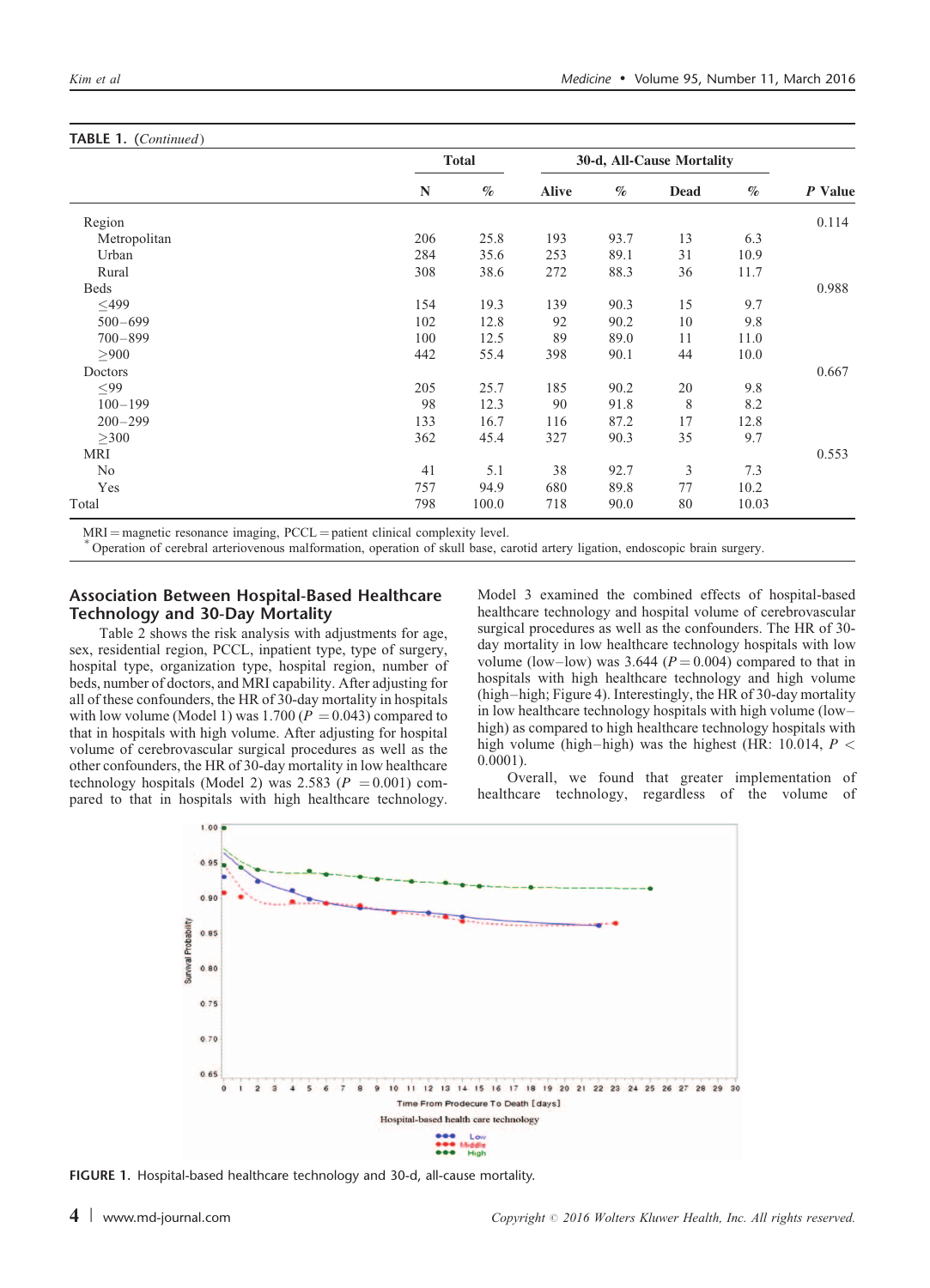TABLE 1. (*Continued*)

| | Total | | 30-d, All-Cause Mortality | | | | |
|---|---|---|---|---|---|---|---|
| | N | % | Alive | % | Dead | % | *P* Value |
| Region | | | | | | | 0.114 |
| Metropolitan | 206 | 25.8 | 193 | 93.7 | 13 | 6.3 | |
| Urban | 284 | 35.6 | 253 | 89.1 | 31 | 10.9 | |
| Rural | 308 | 38.6 | 272 | 88.3 | 36 | 11.7 | |
| Beds | | | | | | | 0.988 |
| ≤499 | 154 | 19.3 | 139 | 90.3 | 15 | 9.7 | |
| 500–699 | 102 | 12.8 | 92 | 90.2 | 10 | 9.8 | |
| 700–899 | 100 | 12.5 | 89 | 89.0 | 11 | 11.0 | |
| ≥900 | 442 | 55.4 | 398 | 90.1 | 44 | 10.0 | |
| Doctors | | | | | | | 0.667 |
| ≤99 | 205 | 25.7 | 185 | 90.2 | 20 | 9.8 | |
| 100–199 | 98 | 12.3 | 90 | 91.8 | 8 | 8.2 | |
| 200–299 | 133 | 16.7 | 116 | 87.2 | 17 | 12.8 | |
| ≥300 | 362 | 45.4 | 327 | 90.3 | 35 | 9.7 | |
| MRI | | | | | | | 0.553 |
| No | 41 | 5.1 | 38 | 92.7 | 3 | 7.3 | |
| Yes | 757 | 94.9 | 680 | 89.8 | 77 | 10.2 | |
| Total | 798 | 100.0 | 718 | 90.0 | 80 | 10.03 | |

MRI = magnetic resonance imaging, PCCL = patient clinical complexity level.
* Operation of cerebral arteriovenous malformation, operation of skull base, carotid artery ligation, endoscopic brain surgery.

## Association Between Hospital-Based Healthcare Technology and 30-Day Mortality

Table 2 shows the risk analysis with adjustments for age, sex, residential region, PCCL, inpatient type, type of surgery, hospital type, organization type, hospital region, number of beds, number of doctors, and MRI capability. After adjusting for all of these confounders, the HR of 30-day mortality in hospitals with low volume (Model 1) was 1.700 ($P = 0.043$) compared to that in hospitals with high volume. After adjusting for hospital volume of cerebrovascular surgical procedures as well as the other confounders, the HR of 30-day mortality in low healthcare technology hospitals (Model 2) was 2.583 ($P = 0.001$) compared to that in hospitals with high healthcare technology. Model 3 examined the combined effects of hospital-based healthcare technology and hospital volume of cerebrovascular surgical procedures as well as the confounders. The HR of 30-day mortality in low healthcare technology hospitals with low volume (low–low) was 3.644 ($P = 0.004$) compared to that in hospitals with high healthcare technology and high volume (high–high; Figure 4). Interestingly, the HR of 30-day mortality in low healthcare technology hospitals with high volume (low–high) as compared to high healthcare technology hospitals with high volume (high–high) was the highest (HR: 10.014, $P < 0.0001$).

Overall, we found that greater implementation of healthcare technology, regardless of the volume of

FIGURE 1. Hospital-based healthcare technology and 30-d, all-cause mortality.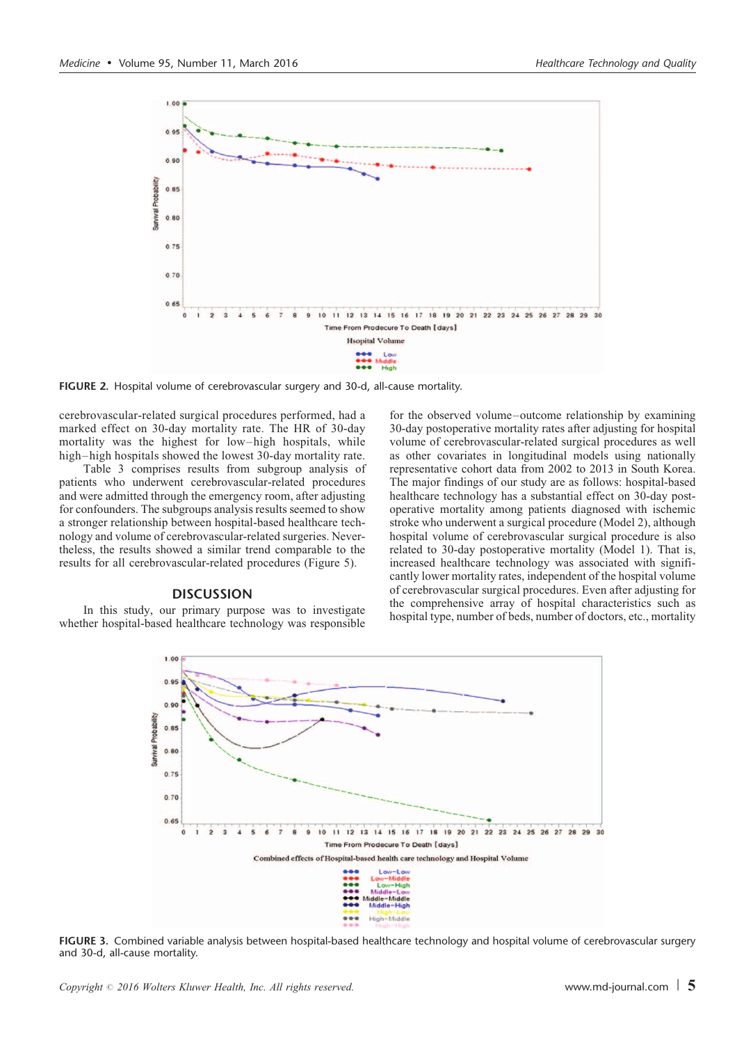FIGURE 2. Hospital volume of cerebrovascular surgery and 30-d, all-cause mortality.

cerebrovascular-related surgical procedures performed, had a marked effect on 30-day mortality rate. The HR of 30-day mortality was the highest for low–high hospitals, while high–high hospitals showed the lowest 30-day mortality rate.

Table 3 comprises results from subgroup analysis of patients who underwent cerebrovascular-related procedures and were admitted through the emergency room, after adjusting for confounders. The subgroups analysis results seemed to show a stronger relationship between hospital-based healthcare technology and volume of cerebrovascular-related surgeries. Nevertheless, the results showed a similar trend comparable to the results for all cerebrovascular-related procedures (Figure 5).

## DISCUSSION

In this study, our primary purpose was to investigate whether hospital-based healthcare technology was responsible for the observed volume–outcome relationship by examining 30-day postoperative mortality rates after adjusting for hospital volume of cerebrovascular-related surgical procedures as well as other covariates in longitudinal models using nationally representative cohort data from 2002 to 2013 in South Korea. The major findings of our study are as follows: hospital-based healthcare technology has a substantial effect on 30-day postoperative mortality among patients diagnosed with ischemic stroke who underwent a surgical procedure (Model 2), although hospital volume of cerebrovascular surgical procedure is also related to 30-day postoperative mortality (Model 1). That is, increased healthcare technology was associated with significantly lower mortality rates, independent of the hospital volume of cerebrovascular surgical procedures. Even after adjusting for the comprehensive array of hospital characteristics such as hospital type, number of beds, number of doctors, etc., mortality

FIGURE 3. Combined variable analysis between hospital-based healthcare technology and hospital volume of cerebrovascular surgery and 30-d, all-cause mortality.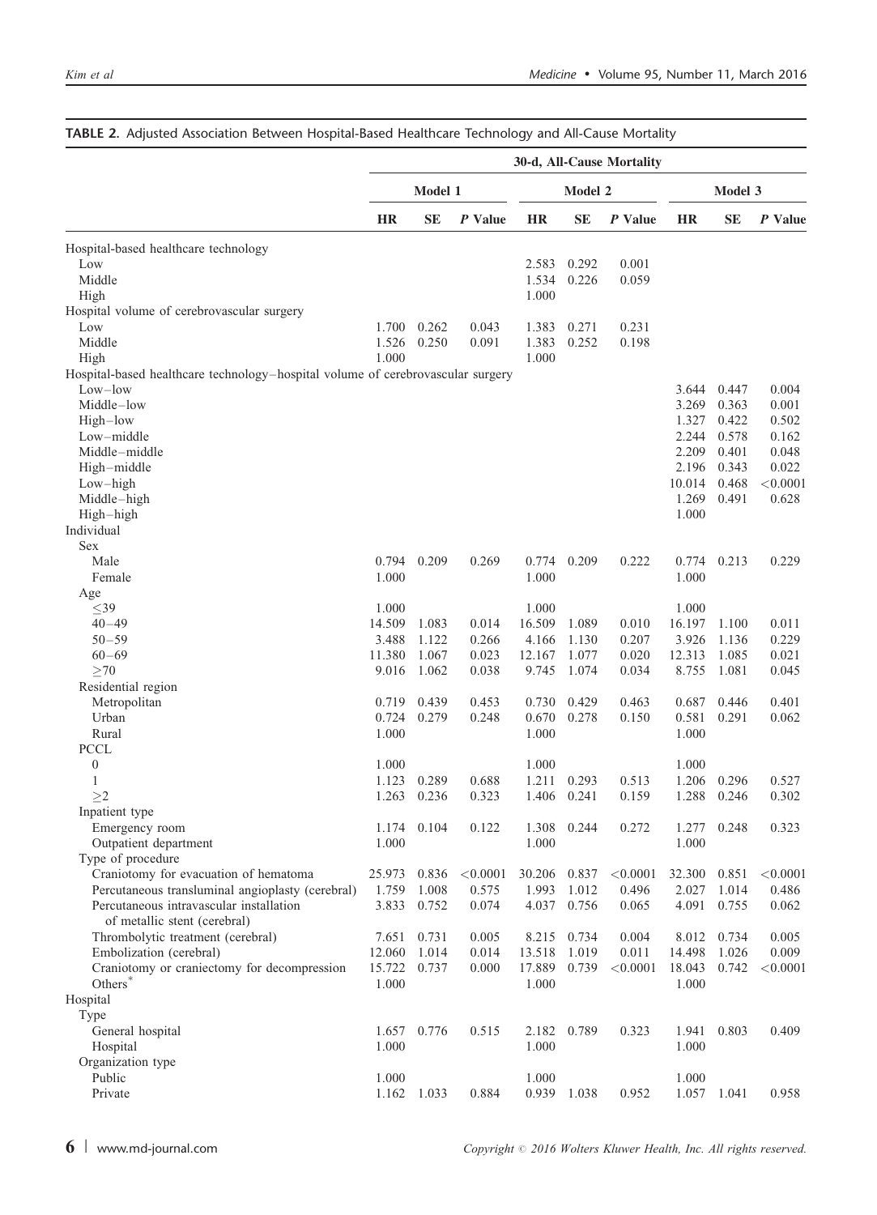**TABLE 2.** Adjusted Association Between Hospital-Based Healthcare Technology and All-Cause Mortality

| | 30-d, All-Cause Mortality | | | | | | | | |
|---|---|---|---|---|---|---|---|---|---|
| | Model 1 | | | Model 2 | | | Model 3 | | |
| | HR | SE | P Value | HR | SE | P Value | HR | SE | P Value |
| Hospital-based healthcare technology | | | | | | | | | |
| Low | | | | 2.583 | 0.292 | 0.001 | | | |
| Middle | | | | 1.534 | 0.226 | 0.059 | | | |
| High | | | | 1.000 | | | | | |
| Hospital volume of cerebrovascular surgery | | | | | | | | | |
| Low | 1.700 | 0.262 | 0.043 | 1.383 | 0.271 | 0.231 | | | |
| Middle | 1.526 | 0.250 | 0.091 | 1.383 | 0.252 | 0.198 | | | |
| High | 1.000 | | | 1.000 | | | | | |
| Hospital-based healthcare technology–hospital volume of cerebrovascular surgery | | | | | | | | | |
| Low–low | | | | | | | 3.644 | 0.447 | 0.004 |
| Middle–low | | | | | | | 3.269 | 0.363 | 0.001 |
| High–low | | | | | | | 1.327 | 0.422 | 0.502 |
| Low–middle | | | | | | | 2.244 | 0.578 | 0.162 |
| Middle–middle | | | | | | | 2.209 | 0.401 | 0.048 |
| High–middle | | | | | | | 2.196 | 0.343 | 0.022 |
| Low–high | | | | | | | 10.014 | 0.468 | <0.0001 |
| Middle–high | | | | | | | 1.269 | 0.491 | 0.628 |
| High–high | | | | | | | 1.000 | | |
| Individual | | | | | | | | | |
| Sex | | | | | | | | | |
| Male | 0.794 | 0.209 | 0.269 | 0.774 | 0.209 | 0.222 | 0.774 | 0.213 | 0.229 |
| Female | 1.000 | | | 1.000 | | | 1.000 | | |
| Age | | | | | | | | | |
| ≤39 | 1.000 | | | 1.000 | | | 1.000 | | |
| 40–49 | 14.509 | 1.083 | 0.014 | 16.509 | 1.089 | 0.010 | 16.197 | 1.100 | 0.011 |
| 50–59 | 3.488 | 1.122 | 0.266 | 4.166 | 1.130 | 0.207 | 3.926 | 1.136 | 0.229 |
| 60–69 | 11.380 | 1.067 | 0.023 | 12.167 | 1.077 | 0.020 | 12.313 | 1.085 | 0.021 |
| ≥70 | 9.016 | 1.062 | 0.038 | 9.745 | 1.074 | 0.034 | 8.755 | 1.081 | 0.045 |
| Residential region | | | | | | | | | |
| Metropolitan | 0.719 | 0.439 | 0.453 | 0.730 | 0.429 | 0.463 | 0.687 | 0.446 | 0.401 |
| Urban | 0.724 | 0.279 | 0.248 | 0.670 | 0.278 | 0.150 | 0.581 | 0.291 | 0.062 |
| Rural | 1.000 | | | 1.000 | | | 1.000 | | |
| PCCL | | | | | | | | | |
| 0 | 1.000 | | | 1.000 | | | 1.000 | | |
| 1 | 1.123 | 0.289 | 0.688 | 1.211 | 0.293 | 0.513 | 1.206 | 0.296 | 0.527 |
| ≥2 | 1.263 | 0.236 | 0.323 | 1.406 | 0.241 | 0.159 | 1.288 | 0.246 | 0.302 |
| Inpatient type | | | | | | | | | |
| Emergency room | 1.174 | 0.104 | 0.122 | 1.308 | 0.244 | 0.272 | 1.277 | 0.248 | 0.323 |
| Outpatient department | 1.000 | | | 1.000 | | | 1.000 | | |
| Type of procedure | | | | | | | | | |
| Craniotomy for evacuation of hematoma | 25.973 | 0.836 | <0.0001 | 30.206 | 0.837 | <0.0001 | 32.300 | 0.851 | <0.0001 |
| Percutaneous transluminal angioplasty (cerebral) | 1.759 | 1.008 | 0.575 | 1.993 | 1.012 | 0.496 | 2.027 | 1.014 | 0.486 |
| Percutaneous intravascular installation of metallic stent (cerebral) | 3.833 | 0.752 | 0.074 | 4.037 | 0.756 | 0.065 | 4.091 | 0.755 | 0.062 |
| Thrombolytic treatment (cerebral) | 7.651 | 0.731 | 0.005 | 8.215 | 0.734 | 0.004 | 8.012 | 0.734 | 0.005 |
| Embolization (cerebral) | 12.060 | 1.014 | 0.014 | 13.518 | 1.019 | 0.011 | 14.498 | 1.026 | 0.009 |
| Craniotomy or craniectomy for decompression | 15.722 | 0.737 | 0.000 | 17.889 | 0.739 | <0.0001 | 18.043 | 0.742 | <0.0001 |
| Others* | 1.000 | | | 1.000 | | | 1.000 | | |
| Hospital | | | | | | | | | |
| Type | | | | | | | | | |
| General hospital | 1.657 | 0.776 | 0.515 | 2.182 | 0.789 | 0.323 | 1.941 | 0.803 | 0.409 |
| Hospital | 1.000 | | | 1.000 | | | 1.000 | | |
| Organization type | | | | | | | | | |
| Public | 1.000 | | | 1.000 | | | 1.000 | | |
| Private | 1.162 | 1.033 | 0.884 | 0.939 | 1.038 | 0.952 | 1.057 | 1.041 | 0.958 |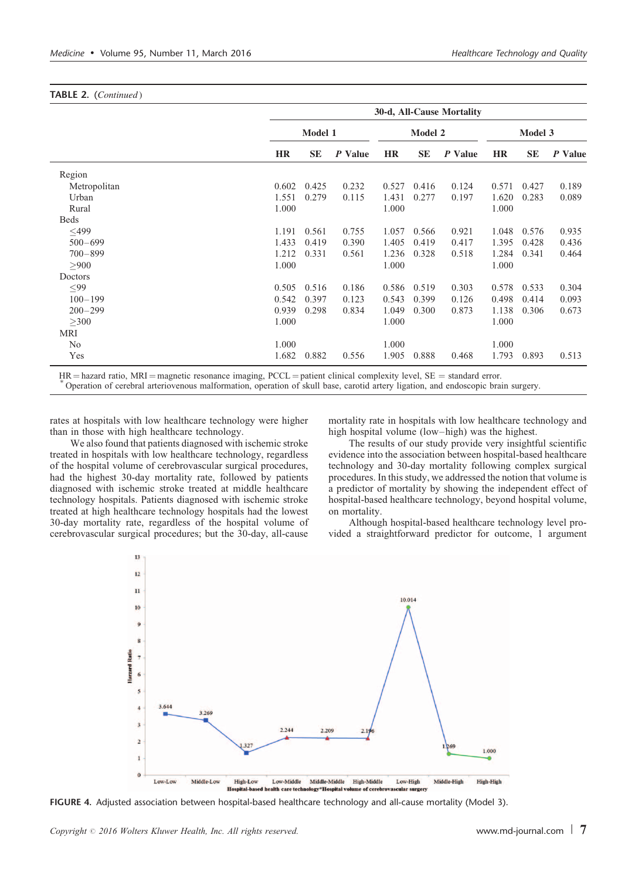TABLE 2. (*Continued*)

| | 30-d, All-Cause Mortality | | | | | | | | |
|---|---|---|---|---|---|---|---|---|---|
| | Model 1 | | | Model 2 | | | Model 3 | | |
| | HR | SE | P Value | HR | SE | P Value | HR | SE | P Value |
| Region | | | | | | | | | |
| Metropolitan | 0.602 | 0.425 | 0.232 | 0.527 | 0.416 | 0.124 | 0.571 | 0.427 | 0.189 |
| Urban | 1.551 | 0.279 | 0.115 | 1.431 | 0.277 | 0.197 | 1.620 | 0.283 | 0.089 |
| Rural | 1.000 | | | 1.000 | | | 1.000 | | |
| Beds | | | | | | | | | |
| ≤499 | 1.191 | 0.561 | 0.755 | 1.057 | 0.566 | 0.921 | 1.048 | 0.576 | 0.935 |
| 500–699 | 1.433 | 0.419 | 0.390 | 1.405 | 0.419 | 0.417 | 1.395 | 0.428 | 0.436 |
| 700–899 | 1.212 | 0.331 | 0.561 | 1.236 | 0.328 | 0.518 | 1.284 | 0.341 | 0.464 |
| ≥900 | 1.000 | | | 1.000 | | | 1.000 | | |
| Doctors | | | | | | | | | |
| ≤99 | 0.505 | 0.516 | 0.186 | 0.586 | 0.519 | 0.303 | 0.578 | 0.533 | 0.304 |
| 100–199 | 0.542 | 0.397 | 0.123 | 0.543 | 0.399 | 0.126 | 0.498 | 0.414 | 0.093 |
| 200–299 | 0.939 | 0.298 | 0.834 | 1.049 | 0.300 | 0.873 | 1.138 | 0.306 | 0.673 |
| ≥300 | 1.000 | | | 1.000 | | | 1.000 | | |
| MRI | | | | | | | | | |
| No | 1.000 | | | 1.000 | | | 1.000 | | |
| Yes | 1.682 | 0.882 | 0.556 | 1.905 | 0.888 | 0.468 | 1.793 | 0.893 | 0.513 |

HR = hazard ratio, MRI = magnetic resonance imaging, PCCL = patient clinical complexity level, SE = standard error.
* Operation of cerebral arteriovenous malformation, operation of skull base, carotid artery ligation, and endoscopic brain surgery.

rates at hospitals with low healthcare technology were higher than in those with high healthcare technology.

We also found that patients diagnosed with ischemic stroke treated in hospitals with low healthcare technology, regardless of the hospital volume of cerebrovascular surgical procedures, had the highest 30-day mortality rate, followed by patients diagnosed with ischemic stroke treated at middle healthcare technology hospitals. Patients diagnosed with ischemic stroke treated at high healthcare technology hospitals had the lowest 30-day mortality rate, regardless of the hospital volume of cerebrovascular surgical procedures; but the 30-day, all-cause mortality rate in hospitals with low healthcare technology and high hospital volume (low–high) was the highest.

The results of our study provide very insightful scientific evidence into the association between hospital-based healthcare technology and 30-day mortality following complex surgical procedures. In this study, we addressed the notion that volume is a predictor of mortality by showing the independent effect of hospital-based healthcare technology, beyond hospital volume, on mortality.

Although hospital-based healthcare technology level provided a straightforward predictor for outcome, 1 argument

FIGURE 4. Adjusted association between hospital-based healthcare technology and all-cause mortality (Model 3).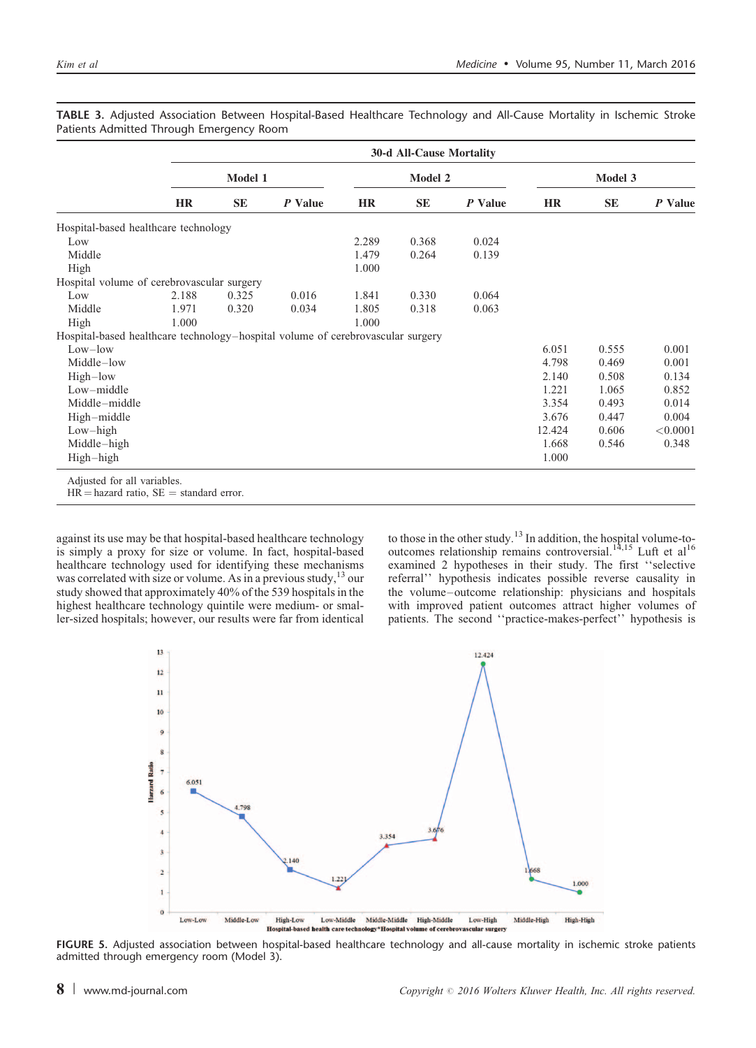**TABLE 3.** Adjusted Association Between Hospital-Based Healthcare Technology and All-Cause Mortality in Ischemic Stroke Patients Admitted Through Emergency Room

| | 30-d All-Cause Mortality | | | | | | | | |
|---|---|---|---|---|---|---|---|---|---|
| | Model 1 | | | Model 2 | | | Model 3 | | |
| | HR | SE | *P* Value | HR | SE | *P* Value | HR | SE | *P* Value |
| Hospital-based healthcare technology | | | | | | | | | |
| Low | | | | 2.289 | 0.368 | 0.024 | | | |
| Middle | | | | 1.479 | 0.264 | 0.139 | | | |
| High | | | | 1.000 | | | | | |
| Hospital volume of cerebrovascular surgery | | | | | | | | | |
| Low | 2.188 | 0.325 | 0.016 | 1.841 | 0.330 | 0.064 | | | |
| Middle | 1.971 | 0.320 | 0.034 | 1.805 | 0.318 | 0.063 | | | |
| High | 1.000 | | | 1.000 | | | | | |
| Hospital-based healthcare technology–hospital volume of cerebrovascular surgery | | | | | | | | | |
| Low–low | | | | | | | 6.051 | 0.555 | 0.001 |
| Middle–low | | | | | | | 4.798 | 0.469 | 0.001 |
| High–low | | | | | | | 2.140 | 0.508 | 0.134 |
| Low–middle | | | | | | | 1.221 | 1.065 | 0.852 |
| Middle–middle | | | | | | | 3.354 | 0.493 | 0.014 |
| High–middle | | | | | | | 3.676 | 0.447 | 0.004 |
| Low–high | | | | | | | 12.424 | 0.606 | <0.0001 |
| Middle–high | | | | | | | 1.668 | 0.546 | 0.348 |
| High–high | | | | | | | 1.000 | | |

Adjusted for all variables.
HR = hazard ratio, SE = standard error.

against its use may be that hospital-based healthcare technology is simply a proxy for size or volume. In fact, hospital-based healthcare technology used for identifying these mechanisms was correlated with size or volume. As in a previous study,[13] our study showed that approximately 40% of the 539 hospitals in the highest healthcare technology quintile were medium- or smaller-sized hospitals; however, our results were far from identical to those in the other study.[13] In addition, the hospital volume-to-outcomes relationship remains controversial.[14,15] Luft et al[16] examined 2 hypotheses in their study. The first ''selective referral'' hypothesis indicates possible reverse causality in the volume–outcome relationship: physicians and hospitals with improved patient outcomes attract higher volumes of patients. The second ''practice-makes-perfect'' hypothesis is

**FIGURE 5.** Adjusted association between hospital-based healthcare technology and all-cause mortality in ischemic stroke patients admitted through emergency room (Model 3).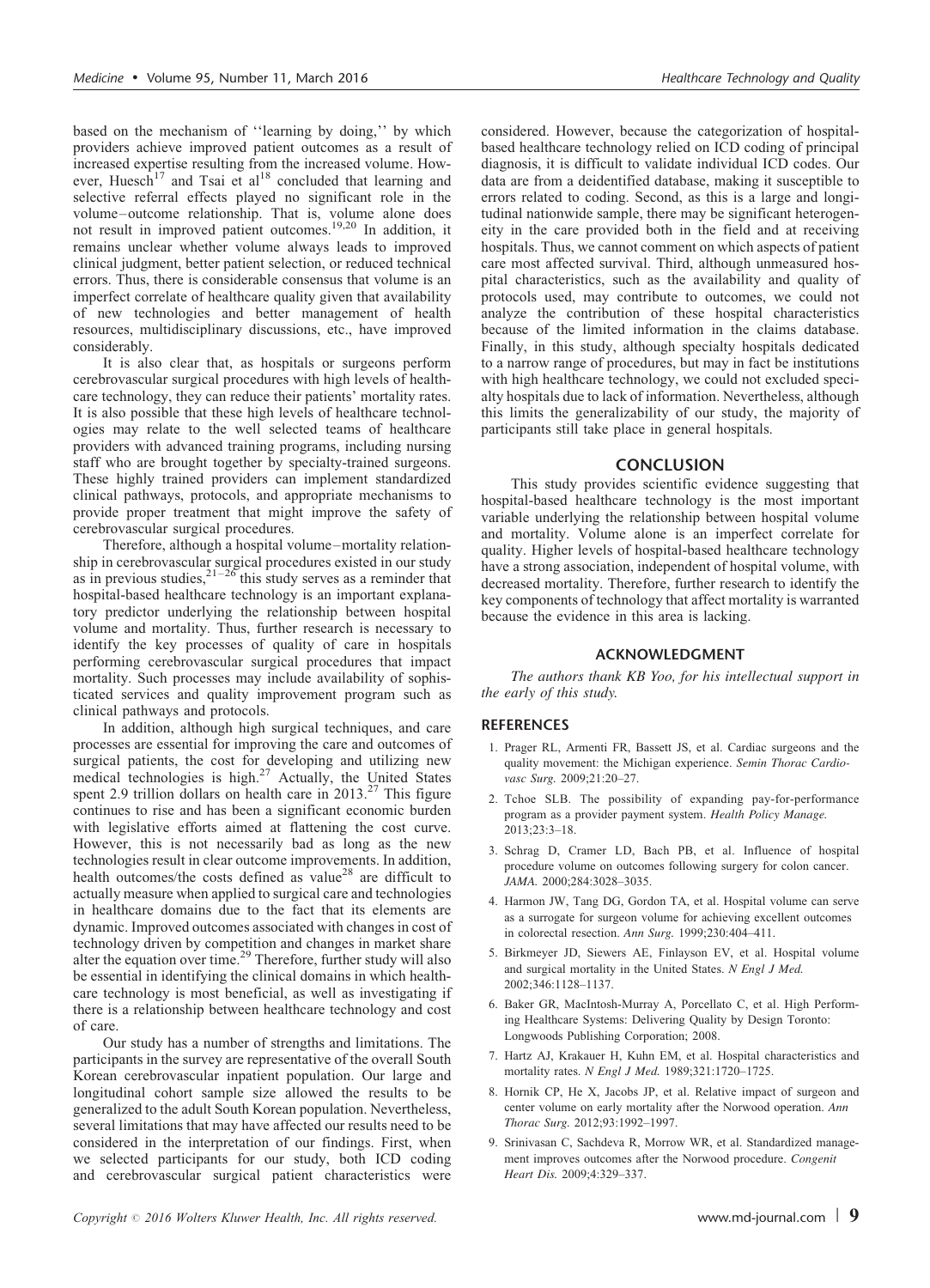based on the mechanism of ''learning by doing,'' by which providers achieve improved patient outcomes as a result of increased expertise resulting from the increased volume. However, Huesch[17] and Tsai et al[18] concluded that learning and selective referral effects played no significant role in the volume–outcome relationship. That is, volume alone does not result in improved patient outcomes.[19,20] In addition, it remains unclear whether volume always leads to improved clinical judgment, better patient selection, or reduced technical errors. Thus, there is considerable consensus that volume is an imperfect correlate of healthcare quality given that availability of new technologies and better management of health resources, multidisciplinary discussions, etc., have improved considerably.

It is also clear that, as hospitals or surgeons perform cerebrovascular surgical procedures with high levels of healthcare technology, they can reduce their patients' mortality rates. It is also possible that these high levels of healthcare technologies may relate to the well selected teams of healthcare providers with advanced training programs, including nursing staff who are brought together by specialty-trained surgeons. These highly trained providers can implement standardized clinical pathways, protocols, and appropriate mechanisms to provide proper treatment that might improve the safety of cerebrovascular surgical procedures.

Therefore, although a hospital volume–mortality relationship in cerebrovascular surgical procedures existed in our study as in previous studies,[21–26] this study serves as a reminder that hospital-based healthcare technology is an important explanatory predictor underlying the relationship between hospital volume and mortality. Thus, further research is necessary to identify the key processes of quality of care in hospitals performing cerebrovascular surgical procedures that impact mortality. Such processes may include availability of sophisticated services and quality improvement program such as clinical pathways and protocols.

In addition, although high surgical techniques, and care processes are essential for improving the care and outcomes of surgical patients, the cost for developing and utilizing new medical technologies is high.[27] Actually, the United States spent 2.9 trillion dollars on health care in 2013.[27] This figure continues to rise and has been a significant economic burden with legislative efforts aimed at flattening the cost curve. However, this is not necessarily bad as long as the new technologies result in clear outcome improvements. In addition, health outcomes/the costs defined as value[28] are difficult to actually measure when applied to surgical care and technologies in healthcare domains due to the fact that its elements are dynamic. Improved outcomes associated with changes in cost of technology driven by competition and changes in market share alter the equation over time.[29] Therefore, further study will also be essential in identifying the clinical domains in which healthcare technology is most beneficial, as well as investigating if there is a relationship between healthcare technology and cost of care.

Our study has a number of strengths and limitations. The participants in the survey are representative of the overall South Korean cerebrovascular inpatient population. Our large and longitudinal cohort sample size allowed the results to be generalized to the adult South Korean population. Nevertheless, several limitations that may have affected our results need to be considered in the interpretation of our findings. First, when we selected participants for our study, both ICD coding and cerebrovascular surgical patient characteristics were considered. However, because the categorization of hospital-based healthcare technology relied on ICD coding of principal diagnosis, it is difficult to validate individual ICD codes. Our data are from a deidentified database, making it susceptible to errors related to coding. Second, as this is a large and longitudinal nationwide sample, there may be significant heterogeneity in the care provided both in the field and at receiving hospitals. Thus, we cannot comment on which aspects of patient care most affected survival. Third, although unmeasured hospital characteristics, such as the availability and quality of protocols used, may contribute to outcomes, we could not analyze the contribution of these hospital characteristics because of the limited information in the claims database. Finally, in this study, although specialty hospitals dedicated to a narrow range of procedures, but may in fact be institutions with high healthcare technology, we could not excluded specialty hospitals due to lack of information. Nevertheless, although this limits the generalizability of our study, the majority of participants still take place in general hospitals.

## CONCLUSION

This study provides scientific evidence suggesting that hospital-based healthcare technology is the most important variable underlying the relationship between hospital volume and mortality. Volume alone is an imperfect correlate for quality. Higher levels of hospital-based healthcare technology have a strong association, independent of hospital volume, with decreased mortality. Therefore, further research to identify the key components of technology that affect mortality is warranted because the evidence in this area is lacking.

## ACKNOWLEDGMENT

*The authors thank KB Yoo, for his intellectual support in the early of this study.*

## REFERENCES

1. Prager RL, Armenti FR, Bassett JS, et al. Cardiac surgeons and the quality movement: the Michigan experience. *Semin Thorac Cardiovasc Surg.* 2009;21:20–27.
2. Tchoe SLB. The possibility of expanding pay-for-performance program as a provider payment system. *Health Policy Manage.* 2013;23:3–18.
3. Schrag D, Cramer LD, Bach PB, et al. Influence of hospital procedure volume on outcomes following surgery for colon cancer. *JAMA.* 2000;284:3028–3035.
4. Harmon JW, Tang DG, Gordon TA, et al. Hospital volume can serve as a surrogate for surgeon volume for achieving excellent outcomes in colorectal resection. *Ann Surg.* 1999;230:404–411.
5. Birkmeyer JD, Siewers AE, Finlayson EV, et al. Hospital volume and surgical mortality in the United States. *N Engl J Med.* 2002;346:1128–1137.
6. Baker GR, MacIntosh-Murray A, Porcellato C, et al. High Performing Healthcare Systems: Delivering Quality by Design Toronto: Longwoods Publishing Corporation; 2008.
7. Hartz AJ, Krakauer H, Kuhn EM, et al. Hospital characteristics and mortality rates. *N Engl J Med.* 1989;321:1720–1725.
8. Hornik CP, He X, Jacobs JP, et al. Relative impact of surgeon and center volume on early mortality after the Norwood operation. *Ann Thorac Surg.* 2012;93:1992–1997.
9. Srinivasan C, Sachdeva R, Morrow WR, et al. Standardized management improves outcomes after the Norwood procedure. *Congenit Heart Dis.* 2009;4:329–337.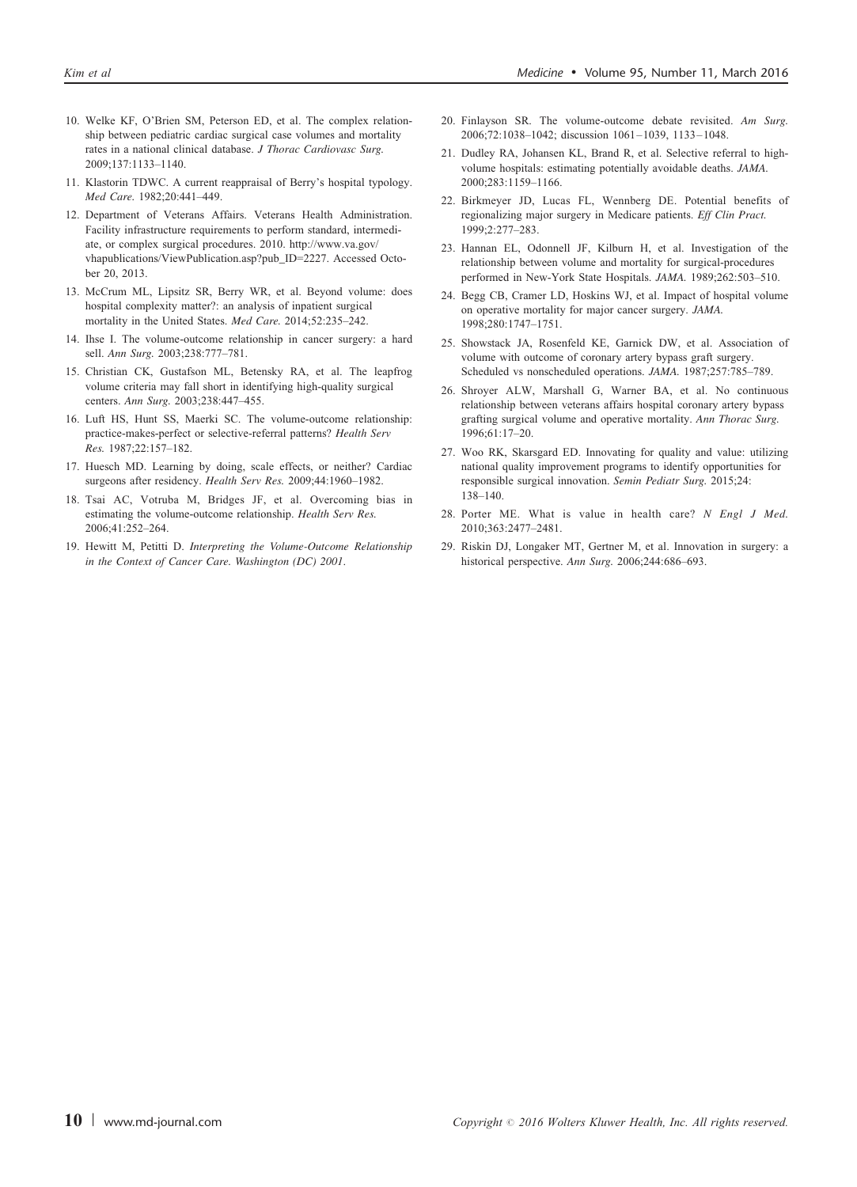10. Welke KF, O'Brien SM, Peterson ED, et al. The complex relationship between pediatric cardiac surgical case volumes and mortality rates in a national clinical database. *J Thorac Cardiovasc Surg.* 2009;137:1133–1140.
11. Klastorin TDWC. A current reappraisal of Berry's hospital typology. *Med Care.* 1982;20:441–449.
12. Department of Veterans Affairs. Veterans Health Administration. Facility infrastructure requirements to perform standard, intermediate, or complex surgical procedures. 2010. http://www.va.gov/vhapublications/ViewPublication.asp?pub_ID=2227. Accessed October 20, 2013.
13. McCrum ML, Lipsitz SR, Berry WR, et al. Beyond volume: does hospital complexity matter?: an analysis of inpatient surgical mortality in the United States. *Med Care.* 2014;52:235–242.
14. Ihse I. The volume-outcome relationship in cancer surgery: a hard sell. *Ann Surg.* 2003;238:777–781.
15. Christian CK, Gustafson ML, Betensky RA, et al. The leapfrog volume criteria may fall short in identifying high-quality surgical centers. *Ann Surg.* 2003;238:447–455.
16. Luft HS, Hunt SS, Maerki SC. The volume-outcome relationship: practice-makes-perfect or selective-referral patterns? *Health Serv Res.* 1987;22:157–182.
17. Huesch MD. Learning by doing, scale effects, or neither? Cardiac surgeons after residency. *Health Serv Res.* 2009;44:1960–1982.
18. Tsai AC, Votruba M, Bridges JF, et al. Overcoming bias in estimating the volume-outcome relationship. *Health Serv Res.* 2006;41:252–264.
19. Hewitt M, Petitti D. *Interpreting the Volume-Outcome Relationship in the Context of Cancer Care. Washington (DC) 2001.*
20. Finlayson SR. The volume-outcome debate revisited. *Am Surg.* 2006;72:1038–1042; discussion 1061–1039, 1133–1048.
21. Dudley RA, Johansen KL, Brand R, et al. Selective referral to high-volume hospitals: estimating potentially avoidable deaths. *JAMA.* 2000;283:1159–1166.
22. Birkmeyer JD, Lucas FL, Wennberg DE. Potential benefits of regionalizing major surgery in Medicare patients. *Eff Clin Pract.* 1999;2:277–283.
23. Hannan EL, Odonnell JF, Kilburn H, et al. Investigation of the relationship between volume and mortality for surgical-procedures performed in New-York State Hospitals. *JAMA.* 1989;262:503–510.
24. Begg CB, Cramer LD, Hoskins WJ, et al. Impact of hospital volume on operative mortality for major cancer surgery. *JAMA.* 1998;280:1747–1751.
25. Showstack JA, Rosenfeld KE, Garnick DW, et al. Association of volume with outcome of coronary artery bypass graft surgery. Scheduled vs nonscheduled operations. *JAMA.* 1987;257:785–789.
26. Shroyer ALW, Marshall G, Warner BA, et al. No continuous relationship between veterans affairs hospital coronary artery bypass grafting surgical volume and operative mortality. *Ann Thorac Surg.* 1996;61:17–20.
27. Woo RK, Skarsgard ED. Innovating for quality and value: utilizing national quality improvement programs to identify opportunities for responsible surgical innovation. *Semin Pediatr Surg.* 2015;24:138–140.
28. Porter ME. What is value in health care? *N Engl J Med.* 2010;363:2477–2481.
29. Riskin DJ, Longaker MT, Gertner M, et al. Innovation in surgery: a historical perspective. *Ann Surg.* 2006;244:686–693.